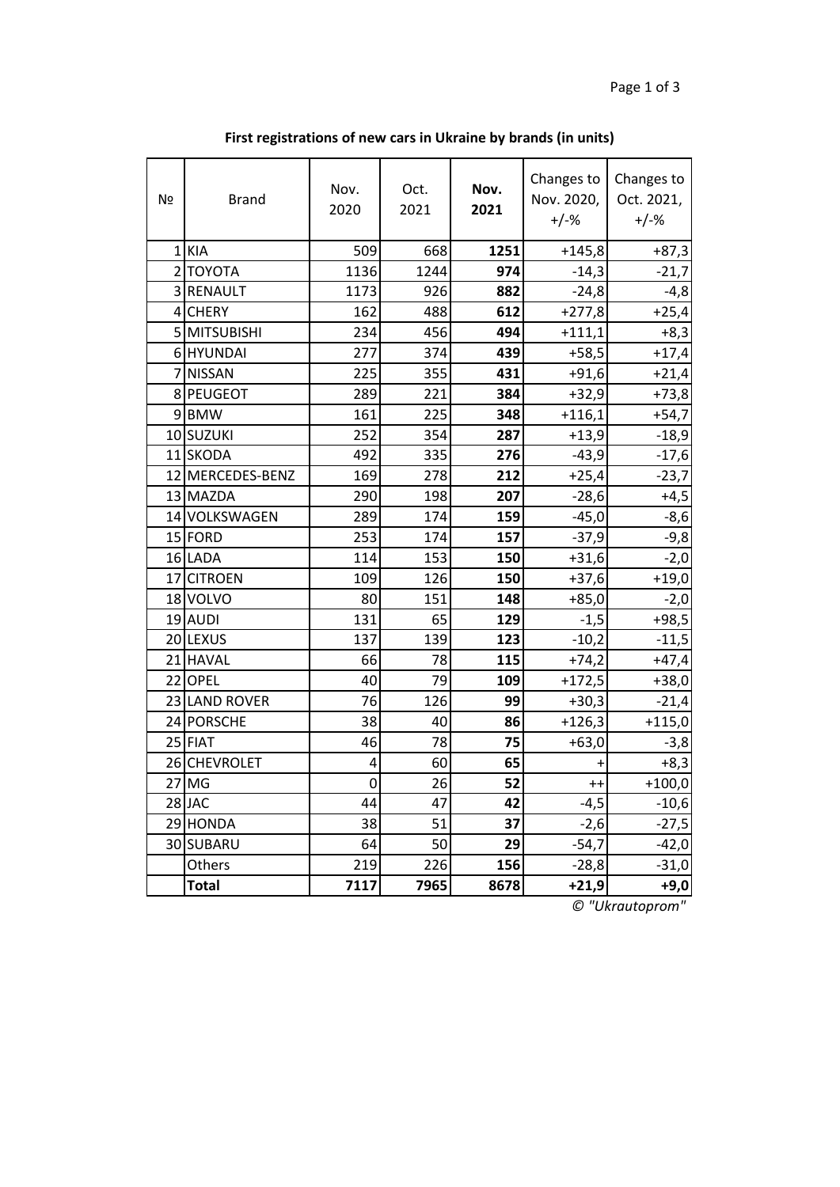**First registrations of new cars in Ukraine by brands (in units)**

| № | Brand | Nov. 2020 | Oct. 2021 | **Nov. 2021** | Changes to Nov. 2020, +/-% | Changes to Oct. 2021, +/-% |
|---|---|---|---|---|---|---|
| 1 | KIA | 509 | 668 | **1251** | +145,8 | +87,3 |
| 2 | TOYOTA | 1136 | 1244 | **974** | -14,3 | -21,7 |
| 3 | RENAULT | 1173 | 926 | **882** | -24,8 | -4,8 |
| 4 | CHERY | 162 | 488 | **612** | +277,8 | +25,4 |
| 5 | MITSUBISHI | 234 | 456 | **494** | +111,1 | +8,3 |
| 6 | HYUNDAI | 277 | 374 | **439** | +58,5 | +17,4 |
| 7 | NISSAN | 225 | 355 | **431** | +91,6 | +21,4 |
| 8 | PEUGEOT | 289 | 221 | **384** | +32,9 | +73,8 |
| 9 | BMW | 161 | 225 | **348** | +116,1 | +54,7 |
| 10 | SUZUKI | 252 | 354 | **287** | +13,9 | -18,9 |
| 11 | SKODA | 492 | 335 | **276** | -43,9 | -17,6 |
| 12 | MERCEDES-BENZ | 169 | 278 | **212** | +25,4 | -23,7 |
| 13 | MAZDA | 290 | 198 | **207** | -28,6 | +4,5 |
| 14 | VOLKSWAGEN | 289 | 174 | **159** | -45,0 | -8,6 |
| 15 | FORD | 253 | 174 | **157** | -37,9 | -9,8 |
| 16 | LADA | 114 | 153 | **150** | +31,6 | -2,0 |
| 17 | CITROEN | 109 | 126 | **150** | +37,6 | +19,0 |
| 18 | VOLVO | 80 | 151 | **148** | +85,0 | -2,0 |
| 19 | AUDI | 131 | 65 | **129** | -1,5 | +98,5 |
| 20 | LEXUS | 137 | 139 | **123** | -10,2 | -11,5 |
| 21 | HAVAL | 66 | 78 | **115** | +74,2 | +47,4 |
| 22 | OPEL | 40 | 79 | **109** | +172,5 | +38,0 |
| 23 | LAND ROVER | 76 | 126 | **99** | +30,3 | -21,4 |
| 24 | PORSCHE | 38 | 40 | **86** | +126,3 | +115,0 |
| 25 | FIAT | 46 | 78 | **75** | +63,0 | -3,8 |
| 26 | CHEVROLET | 4 | 60 | **65** | + | +8,3 |
| 27 | MG | 0 | 26 | **52** | ++ | +100,0 |
| 28 | JAC | 44 | 47 | **42** | -4,5 | -10,6 |
| 29 | HONDA | 38 | 51 | **37** | -2,6 | -27,5 |
| 30 | SUBARU | 64 | 50 | **29** | -54,7 | -42,0 |
| | Others | 219 | 226 | **156** | -28,8 | -31,0 |
| | **Total** | **7117** | **7965** | **8678** | **+21,9** | **+9,0** |

*© "Ukrautoprom"*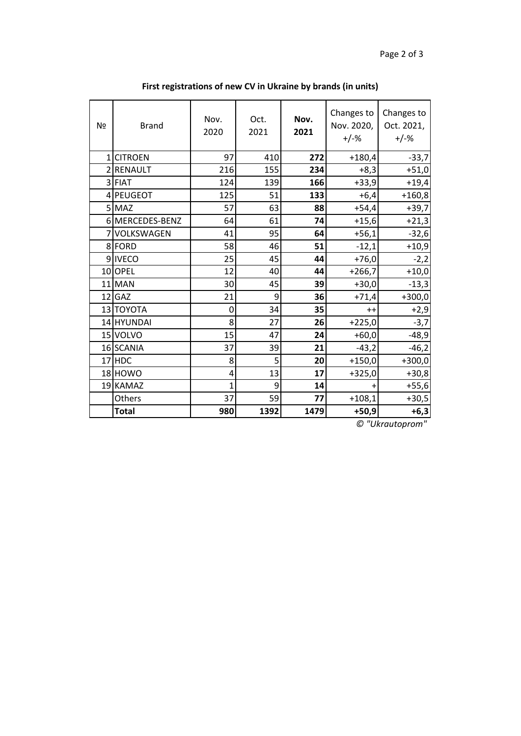**First registrations of new CV in Ukraine by brands (in units)**

| № | Brand | Nov. 2020 | Oct. 2021 | **Nov. 2021** | Changes to Nov. 2020, +/-% | Changes to Oct. 2021, +/-% |
|---|---|---|---|---|---|---|
| 1 | CITROEN | 97 | 410 | **272** | +180,4 | -33,7 |
| 2 | RENAULT | 216 | 155 | **234** | +8,3 | +51,0 |
| 3 | FIAT | 124 | 139 | **166** | +33,9 | +19,4 |
| 4 | PEUGEOT | 125 | 51 | **133** | +6,4 | +160,8 |
| 5 | MAZ | 57 | 63 | **88** | +54,4 | +39,7 |
| 6 | MERCEDES-BENZ | 64 | 61 | **74** | +15,6 | +21,3 |
| 7 | VOLKSWAGEN | 41 | 95 | **64** | +56,1 | -32,6 |
| 8 | FORD | 58 | 46 | **51** | -12,1 | +10,9 |
| 9 | IVECO | 25 | 45 | **44** | +76,0 | -2,2 |
| 10 | OPEL | 12 | 40 | **44** | +266,7 | +10,0 |
| 11 | MAN | 30 | 45 | **39** | +30,0 | -13,3 |
| 12 | GAZ | 21 | 9 | **36** | +71,4 | +300,0 |
| 13 | TOYOTA | 0 | 34 | **35** | ++ | +2,9 |
| 14 | HYUNDAI | 8 | 27 | **26** | +225,0 | -3,7 |
| 15 | VOLVO | 15 | 47 | **24** | +60,0 | -48,9 |
| 16 | SCANIA | 37 | 39 | **21** | -43,2 | -46,2 |
| 17 | HDC | 8 | 5 | **20** | +150,0 | +300,0 |
| 18 | HOWO | 4 | 13 | **17** | +325,0 | +30,8 |
| 19 | KAMAZ | 1 | 9 | **14** | + | +55,6 |
| | Others | 37 | 59 | **77** | +108,1 | +30,5 |
| | **Total** | **980** | **1392** | **1479** | **+50,9** | **+6,3** |

*© "Ukrautoprom"*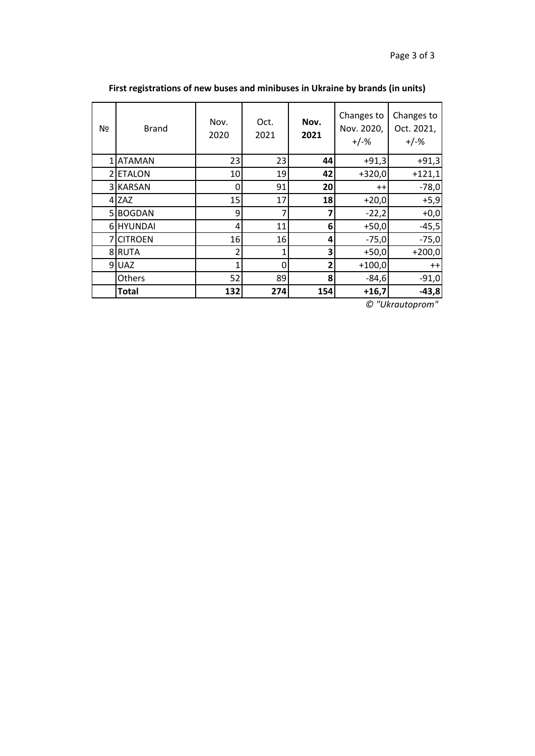**First registrations of new buses and minibuses in Ukraine by brands (in units)**

| № | Brand | Nov. 2020 | Oct. 2021 | Nov. 2021 | Changes to Nov. 2020, +/-% | Changes to Oct. 2021, +/-% |
|---|---|---|---|---|---|---|
| 1 | ATAMAN | 23 | 23 | **44** | +91,3 | +91,3 |
| 2 | ETALON | 10 | 19 | **42** | +320,0 | +121,1 |
| 3 | KARSAN | 0 | 91 | **20** | ++ | -78,0 |
| 4 | ZAZ | 15 | 17 | **18** | +20,0 | +5,9 |
| 5 | BOGDAN | 9 | 7 | **7** | -22,2 | +0,0 |
| 6 | HYUNDAI | 4 | 11 | **6** | +50,0 | -45,5 |
| 7 | CITROEN | 16 | 16 | **4** | -75,0 | -75,0 |
| 8 | RUTA | 2 | 1 | **3** | +50,0 | +200,0 |
| 9 | UAZ | 1 | 0 | **2** | +100,0 | ++ |
| | Others | 52 | 89 | **8** | -84,6 | -91,0 |
| | **Total** | **132** | **274** | **154** | **+16,7** | **-43,8** |

*© "Ukrautoprom"*